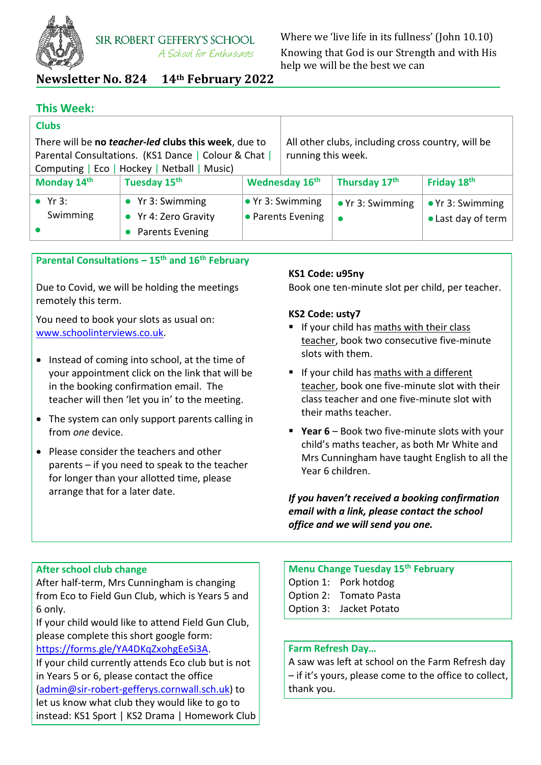# SIR ROBERT GEFFERY'S SCHOOL

*A School for Enthusiasts*

Where we 'live life in its fullness' (John 10.10)
Knowing that God is our Strength and with His help we will be the best we can

## Newsletter No. 824 14th February 2022

## This Week:

### Clubs

There will be **no *teacher-led* clubs this week**, due to Parental Consultations. (KS1 Dance | Colour & Chat | Computing | Eco | Hockey | Netball | Music)

All other clubs, including cross country, will be running this week.

| Monday 14th | Tuesday 15th | Wednesday 16th | Thursday 17th | Friday 18th |
|---|---|---|---|---|
| • Yr 3: Swimming<br>• | • Yr 3: Swimming<br>• Yr 4: Zero Gravity<br>• Parents Evening | • Yr 3: Swimming<br>• Parents Evening | • Yr 3: Swimming<br>• | • Yr 3: Swimming<br>• Last day of term |

### Parental Consultations – 15th and 16th February

Due to Covid, we will be holding the meetings remotely this term.

You need to book your slots as usual on: www.schoolinterviews.co.uk.

- Instead of coming into school, at the time of your appointment click on the link that will be in the booking confirmation email. The teacher will then 'let you in' to the meeting.
- The system can only support parents calling in from *one* device.
- Please consider the teachers and other parents – if you need to speak to the teacher for longer than your allotted time, please arrange that for a later date.

**KS1 Code: u95ny**
Book one ten-minute slot per child, per teacher.

**KS2 Code: usty7**

- If your child has maths with their class teacher, book two consecutive five-minute slots with them.
- If your child has maths with a different teacher, book one five-minute slot with their class teacher and one five-minute slot with their maths teacher.
- **Year 6** – Book two five-minute slots with your child's maths teacher, as both Mr White and Mrs Cunningham have taught English to all the Year 6 children.

***If you haven't received a booking confirmation email with a link, please contact the school office and we will send you one.***

### After school club change

After half-term, Mrs Cunningham is changing from Eco to Field Gun Club, which is Years 5 and 6 only.
If your child would like to attend Field Gun Club, please complete this short google form: https://forms.gle/YA4DKqZxohgEeSi3A.
If your child currently attends Eco club but is not in Years 5 or 6, please contact the office (admin@sir-robert-gefferys.cornwall.sch.uk) to let us know what club they would like to go to instead: KS1 Sport | KS2 Drama | Homework Club

### Menu Change Tuesday 15th February

Option 1: Pork hotdog
Option 2: Tomato Pasta
Option 3: Jacket Potato

### Farm Refresh Day…

A saw was left at school on the Farm Refresh day – if it's yours, please come to the office to collect, thank you.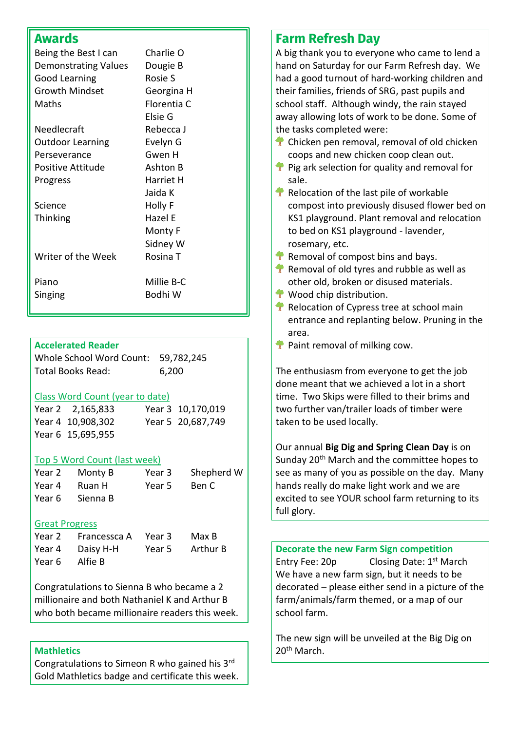## Awards

| | |
|---|---|
| Being the Best I can | Charlie O |
| Demonstrating Values | Dougie B |
| Good Learning | Rosie S |
| Growth Mindset | Georgina H |
| Maths | Florentia C |
| | Elsie G |
| Needlecraft | Rebecca J |
| Outdoor Learning | Evelyn G |
| Perseverance | Gwen H |
| Positive Attitude | Ashton B |
| Progress | Harriet H |
| | Jaida K |
| Science | Holly F |
| Thinking | Hazel E |
| | Monty F |
| | Sidney W |
| Writer of the Week | Rosina T |
| Piano | Millie B-C |
| Singing | Bodhi W |

## Accelerated Reader

Whole School Word Count: 59,782,245
Total Books Read: 6,200

Class Word Count (year to date)

| | | | |
|---|---|---|---|
| Year 2 | 2,165,833 | Year 3 | 10,170,019 |
| Year 4 | 10,908,302 | Year 5 | 20,687,749 |
| Year 6 | 15,695,955 | | |

Top 5 Word Count (last week)

| | | | |
|---|---|---|---|
| Year 2 | Monty B | Year 3 | Shepherd W |
| Year 4 | Ruan H | Year 5 | Ben C |
| Year 6 | Sienna B | | |

Great Progress

| | | | |
|---|---|---|---|
| Year 2 | Francessca A | Year 3 | Max B |
| Year 4 | Daisy H-H | Year 5 | Arthur B |
| Year 6 | Alfie B | | |

Congratulations to Sienna B who became a 2 millionaire and both Nathaniel K and Arthur B who both became millionaire readers this week.

## Mathletics

Congratulations to Simeon R who gained his 3rd Gold Mathletics badge and certificate this week.

## Farm Refresh Day

A big thank you to everyone who came to lend a hand on Saturday for our Farm Refresh day. We had a good turnout of hard-working children and their families, friends of SRG, past pupils and school staff. Although windy, the rain stayed away allowing lots of work to be done. Some of the tasks completed were:

- Chicken pen removal, removal of old chicken coops and new chicken coop clean out.
- Pig ark selection for quality and removal for sale.
- Relocation of the last pile of workable compost into previously disused flower bed on KS1 playground. Plant removal and relocation to bed on KS1 playground - lavender, rosemary, etc.
- Removal of compost bins and bays.
- Removal of old tyres and rubble as well as other old, broken or disused materials.
- Wood chip distribution.
- Relocation of Cypress tree at school main entrance and replanting below. Pruning in the area.
- Paint removal of milking cow.

The enthusiasm from everyone to get the job done meant that we achieved a lot in a short time. Two Skips were filled to their brims and two further van/trailer loads of timber were taken to be used locally.

Our annual **Big Dig and Spring Clean Day** is on Sunday 20th March and the committee hopes to see as many of you as possible on the day. Many hands really do make light work and we are excited to see YOUR school farm returning to its full glory.

## Decorate the new Farm Sign competition

Entry Fee: 20p Closing Date: 1st March

We have a new farm sign, but it needs to be decorated – please either send in a picture of the farm/animals/farm themed, or a map of our school farm.

The new sign will be unveiled at the Big Dig on 20th March.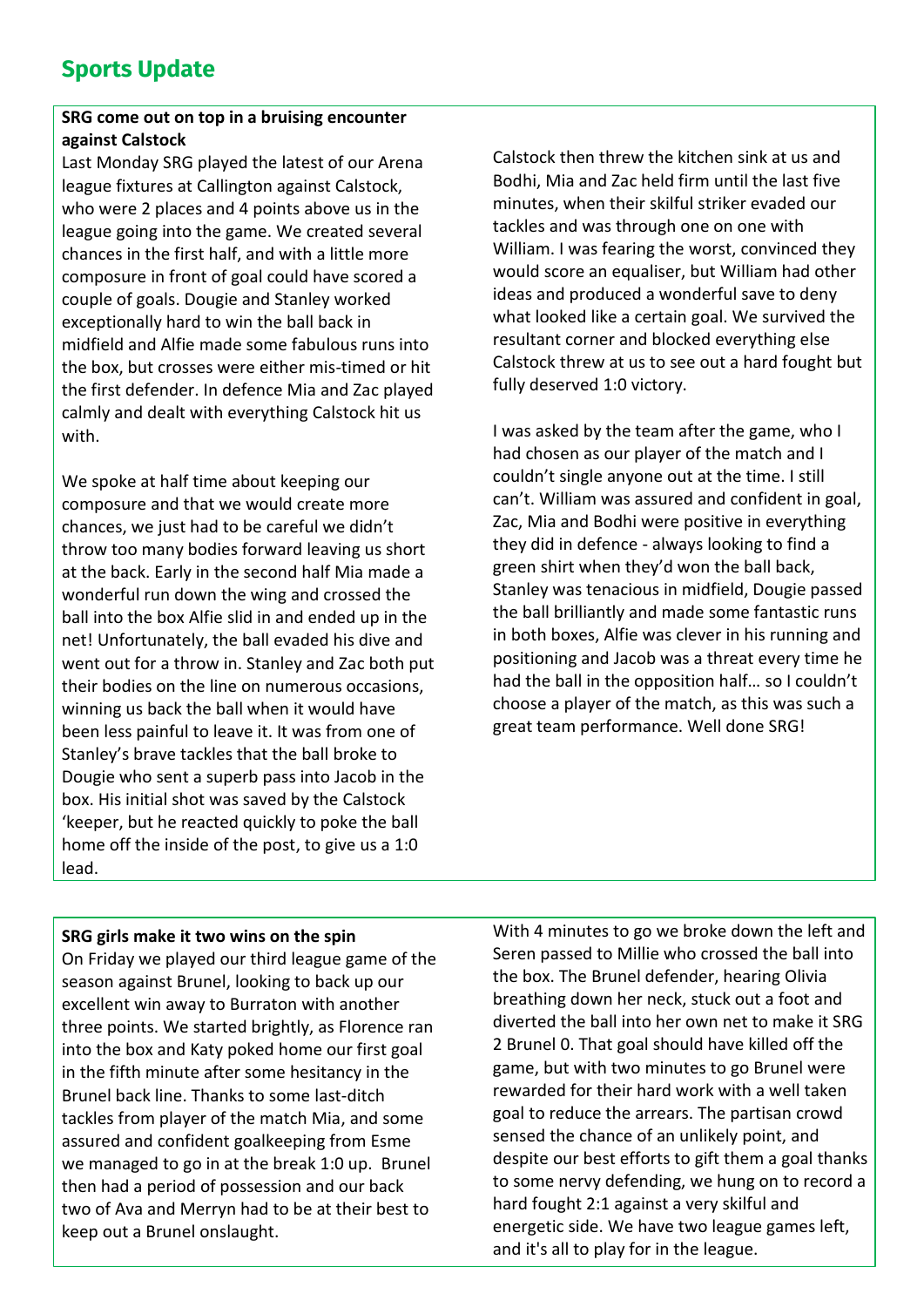# Sports Update

**SRG come out on top in a bruising encounter against Calstock**

Last Monday SRG played the latest of our Arena league fixtures at Callington against Calstock, who were 2 places and 4 points above us in the league going into the game. We created several chances in the first half, and with a little more composure in front of goal could have scored a couple of goals. Dougie and Stanley worked exceptionally hard to win the ball back in midfield and Alfie made some fabulous runs into the box, but crosses were either mis-timed or hit the first defender. In defence Mia and Zac played calmly and dealt with everything Calstock hit us with.

We spoke at half time about keeping our composure and that we would create more chances, we just had to be careful we didn't throw too many bodies forward leaving us short at the back. Early in the second half Mia made a wonderful run down the wing and crossed the ball into the box Alfie slid in and ended up in the net! Unfortunately, the ball evaded his dive and went out for a throw in. Stanley and Zac both put their bodies on the line on numerous occasions, winning us back the ball when it would have been less painful to leave it. It was from one of Stanley's brave tackles that the ball broke to Dougie who sent a superb pass into Jacob in the box. His initial shot was saved by the Calstock 'keeper, but he reacted quickly to poke the ball home off the inside of the post, to give us a 1:0 lead.

Calstock then threw the kitchen sink at us and Bodhi, Mia and Zac held firm until the last five minutes, when their skilful striker evaded our tackles and was through one on one with William. I was fearing the worst, convinced they would score an equaliser, but William had other ideas and produced a wonderful save to deny what looked like a certain goal. We survived the resultant corner and blocked everything else Calstock threw at us to see out a hard fought but fully deserved 1:0 victory.

I was asked by the team after the game, who I had chosen as our player of the match and I couldn't single anyone out at the time. I still can't. William was assured and confident in goal, Zac, Mia and Bodhi were positive in everything they did in defence - always looking to find a green shirt when they'd won the ball back, Stanley was tenacious in midfield, Dougie passed the ball brilliantly and made some fantastic runs in both boxes, Alfie was clever in his running and positioning and Jacob was a threat every time he had the ball in the opposition half… so I couldn't choose a player of the match, as this was such a great team performance. Well done SRG!

**SRG girls make it two wins on the spin**

On Friday we played our third league game of the season against Brunel, looking to back up our excellent win away to Burraton with another three points. We started brightly, as Florence ran into the box and Katy poked home our first goal in the fifth minute after some hesitancy in the Brunel back line. Thanks to some last-ditch tackles from player of the match Mia, and some assured and confident goalkeeping from Esme we managed to go in at the break 1:0 up. Brunel then had a period of possession and our back two of Ava and Merryn had to be at their best to keep out a Brunel onslaught.

With 4 minutes to go we broke down the left and Seren passed to Millie who crossed the ball into the box. The Brunel defender, hearing Olivia breathing down her neck, stuck out a foot and diverted the ball into her own net to make it SRG 2 Brunel 0. That goal should have killed off the game, but with two minutes to go Brunel were rewarded for their hard work with a well taken goal to reduce the arrears. The partisan crowd sensed the chance of an unlikely point, and despite our best efforts to gift them a goal thanks to some nervy defending, we hung on to record a hard fought 2:1 against a very skilful and energetic side. We have two league games left, and it's all to play for in the league.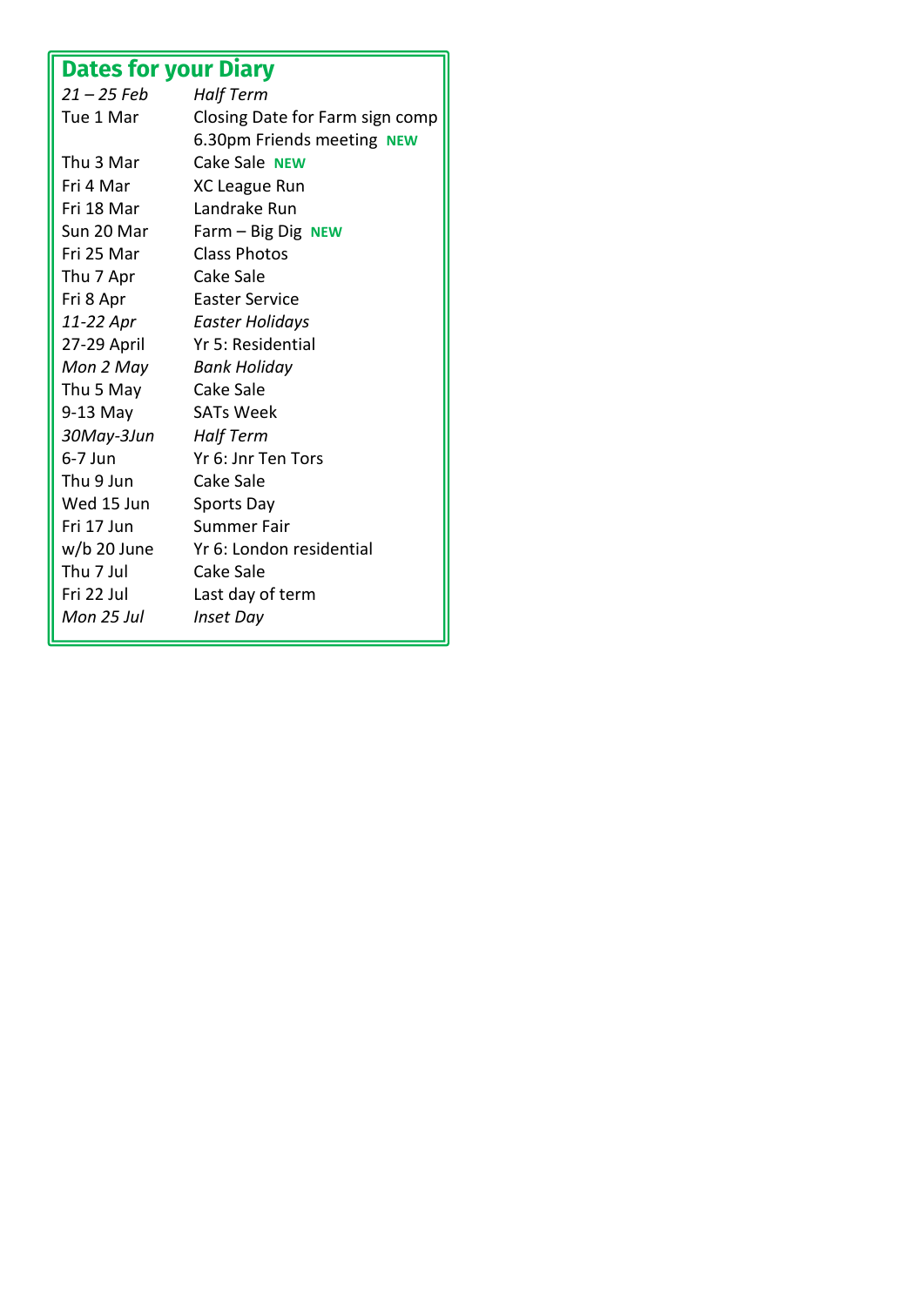## Dates for your Diary

| | |
|---|---|
| *21 – 25 Feb* | *Half Term* |
| Tue 1 Mar | Closing Date for Farm sign comp |
| | 6.30pm Friends meeting **NEW** |
| Thu 3 Mar | Cake Sale **NEW** |
| Fri 4 Mar | XC League Run |
| Fri 18 Mar | Landrake Run |
| Sun 20 Mar | Farm – Big Dig **NEW** |
| Fri 25 Mar | Class Photos |
| Thu 7 Apr | Cake Sale |
| Fri 8 Apr | Easter Service |
| *11-22 Apr* | *Easter Holidays* |
| 27-29 April | Yr 5: Residential |
| *Mon 2 May* | *Bank Holiday* |
| Thu 5 May | Cake Sale |
| 9-13 May | SATs Week |
| *30May-3Jun* | *Half Term* |
| 6-7 Jun | Yr 6: Jnr Ten Tors |
| Thu 9 Jun | Cake Sale |
| Wed 15 Jun | Sports Day |
| Fri 17 Jun | Summer Fair |
| w/b 20 June | Yr 6: London residential |
| Thu 7 Jul | Cake Sale |
| Fri 22 Jul | Last day of term |
| *Mon 25 Jul* | *Inset Day* |